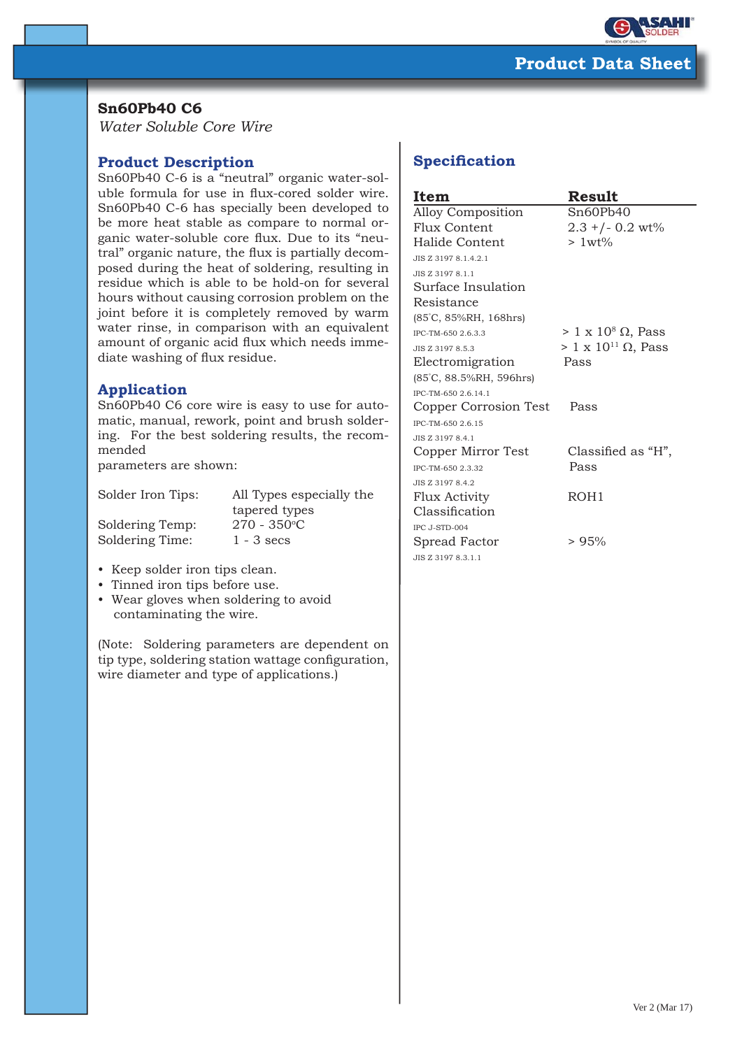# Product Data Sheet

## Sn60Pb40 C6

*Water Soluble Core Wire*

### Product Description

Sn60Pb40 C-6 is a “neutral” organic water-soluble formula for use in flux-cored solder wire. Sn60Pb40 C-6 has specially been developed to be more heat stable as compare to normal organic water-soluble core flux. Due to its “neutral” organic nature, the flux is partially decomposed during the heat of soldering, resulting in residue which is able to be hold-on for several hours without causing corrosion problem on the joint before it is completely removed by warm water rinse, in comparison with an equivalent amount of organic acid flux which needs immediate washing of flux residue.

### Application

Sn60Pb40 C6 core wire is easy to use for automatic, manual, rework, point and brush soldering. For the best soldering results, the recommended
parameters are shown:

| | |
|---|---|
| Solder Iron Tips: | All Types especially the tapered types |
| Soldering Temp: | 270 - 350°C |
| Soldering Time: | 1 - 3 secs |

- Keep solder iron tips clean.
- Tinned iron tips before use.
- Wear gloves when soldering to avoid contaminating the wire.

(Note: Soldering parameters are dependent on tip type, soldering station wattage configuration, wire diameter and type of applications.)

### Specification

| Item | Result |
|---|---|
| Alloy Composition | Sn60Pb40 |
| Flux Content | 2.3 +/- 0.2 wt% |
| Halide Content<br>JIS Z 3197 8.1.4.2.1<br>JIS Z 3197 8.1.1 | > 1wt% |
| Surface Insulation Resistance<br>(85°C, 85%RH, 168hrs)<br>IPC-TM-650 2.6.3.3<br>JIS Z 3197 8.5.3 | <br><br>> 1 x $10^{8}$ Ω, Pass<br>> 1 x $10^{11}$ Ω, Pass |
| Electromigration<br>(85°C, 88.5%RH, 596hrs)<br>IPC-TM-650 2.6.14.1 | Pass |
| Copper Corrosion Test<br>IPC-TM-650 2.6.15<br>JIS Z 3197 8.4.1 | Pass |
| Copper Mirror Test<br>IPC-TM-650 2.3.32<br>JIS Z 3197 8.4.2 | Classified as “H”, Pass |
| Flux Activity Classification<br>IPC J-STD-004 | ROH1 |
| Spread Factor<br>JIS Z 3197 8.3.1.1 | > 95% |

Ver 2 (Mar 17)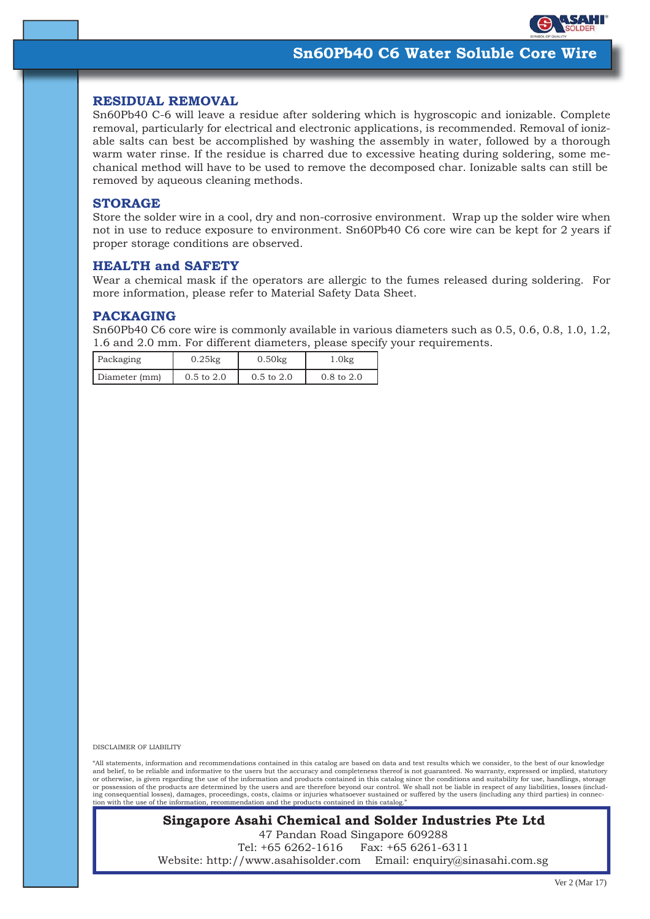## RESIDUAL REMOVAL

Sn60Pb40 C-6 will leave a residue after soldering which is hygroscopic and ionizable. Complete removal, particularly for electrical and electronic applications, is recommended. Removal of ionizable salts can best be accomplished by washing the assembly in water, followed by a thorough warm water rinse. If the residue is charred due to excessive heating during soldering, some mechanical method will have to be used to remove the decomposed char. Ionizable salts can still be removed by aqueous cleaning methods.

## STORAGE

Store the solder wire in a cool, dry and non-corrosive environment. Wrap up the solder wire when not in use to reduce exposure to environment. Sn60Pb40 C6 core wire can be kept for 2 years if proper storage conditions are observed.

## HEALTH and SAFETY

Wear a chemical mask if the operators are allergic to the fumes released during soldering. For more information, please refer to Material Safety Data Sheet.

## PACKAGING

Sn60Pb40 C6 core wire is commonly available in various diameters such as 0.5, 0.6, 0.8, 1.0, 1.2, 1.6 and 2.0 mm. For different diameters, please specify your requirements.

| Packaging | 0.25kg | 0.50kg | 1.0kg |
|---|---|---|---|
| Diameter (mm) | 0.5 to 2.0 | 0.5 to 2.0 | 0.8 to 2.0 |

DISCLAIMER OF LIABILITY

"All statements, information and recommendations contained in this catalog are based on data and test results which we consider, to the best of our knowledge and belief, to be reliable and informative to the users but the accuracy and completeness thereof is not guaranteed. No warranty, expressed or implied, statutory or otherwise, is given regarding the use of the information and products contained in this catalog since the conditions and suitability for use, handlings, storage or possession of the products are determined by the users and are therefore beyond our control. We shall not be liable in respect of any liabilities, losses (including consequential losses), damages, proceedings, costs, claims or injuries whatsoever sustained or suffered by the users (including any third parties) in connection with the use of the information, recommendation and the products contained in this catalog."

**Singapore Asahi Chemical and Solder Industries Pte Ltd**
47 Pandan Road Singapore 609288
Tel: +65 6262-1616 Fax: +65 6261-6311
Website: http://www.asahisolder.com Email: enquiry@sinasahi.com.sg

Ver 2 (Mar 17)